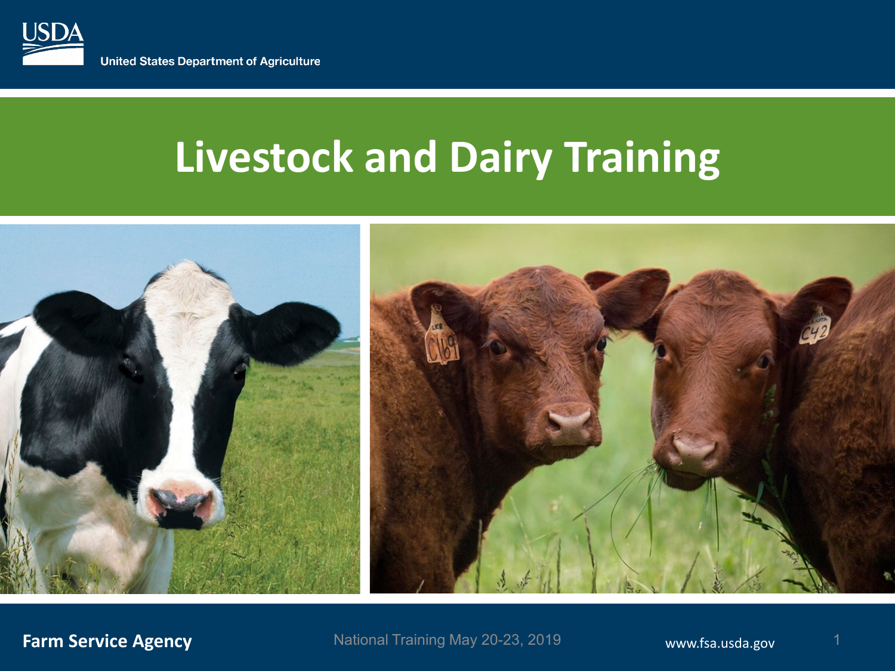USDA

United States Department of Agriculture

# Livestock and Dairy Training

**Farm Service Agency**

National Training May 20-23, 2019

www.fsa.usda.gov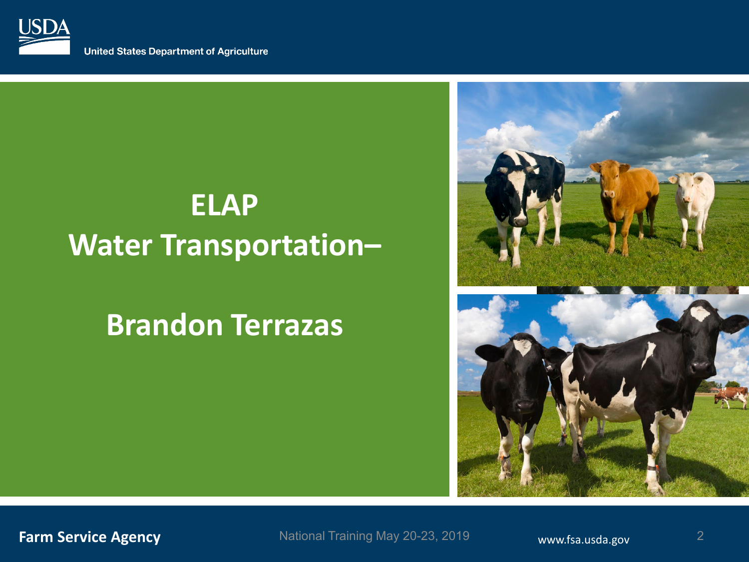# ELAP
# Water Transportation–

## Brandon Terrazas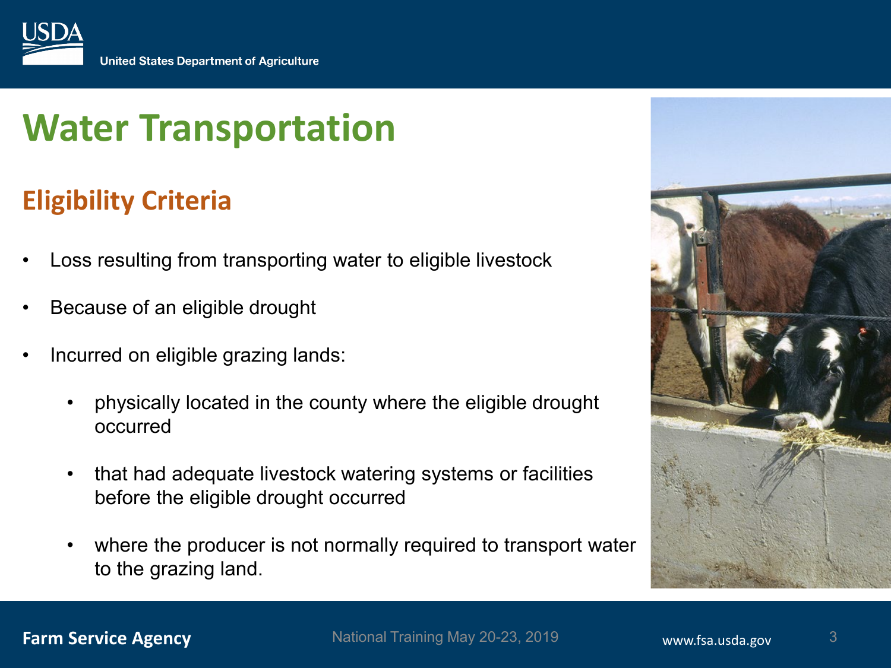# Water Transportation

## Eligibility Criteria

- Loss resulting from transporting water to eligible livestock
- Because of an eligible drought
- Incurred on eligible grazing lands:
  - physically located in the county where the eligible drought occurred
  - that had adequate livestock watering systems or facilities before the eligible drought occurred
  - where the producer is not normally required to transport water to the grazing land.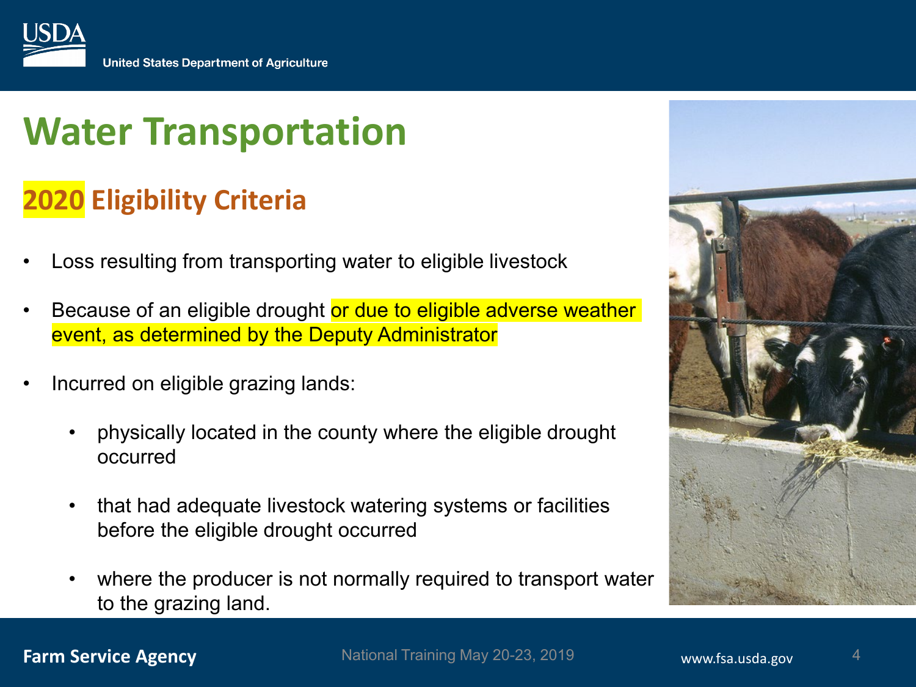# Water Transportation

## 2020 Eligibility Criteria

- Loss resulting from transporting water to eligible livestock
- Because of an eligible drought or due to eligible adverse weather event, as determined by the Deputy Administrator
- Incurred on eligible grazing lands:
  - physically located in the county where the eligible drought occurred
  - that had adequate livestock watering systems or facilities before the eligible drought occurred
  - where the producer is not normally required to transport water to the grazing land.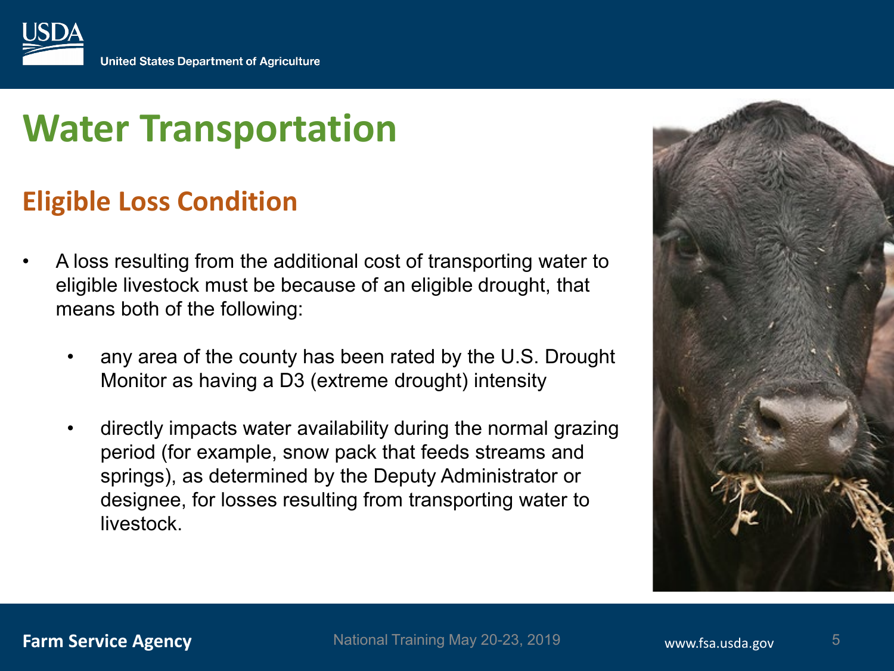# Water Transportation

## Eligible Loss Condition

- A loss resulting from the additional cost of transporting water to eligible livestock must be because of an eligible drought, that means both of the following:
  - any area of the county has been rated by the U.S. Drought Monitor as having a D3 (extreme drought) intensity
  - directly impacts water availability during the normal grazing period (for example, snow pack that feeds streams and springs), as determined by the Deputy Administrator or designee, for losses resulting from transporting water to livestock.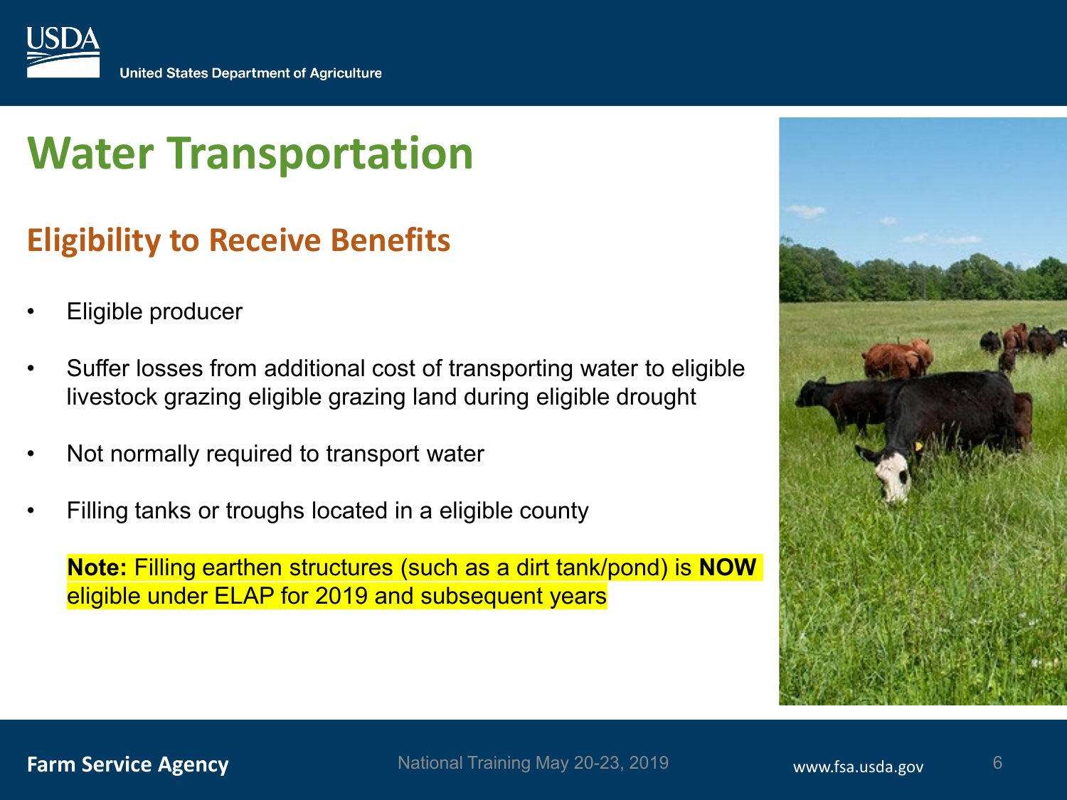# Water Transportation

## Eligibility to Receive Benefits

- Eligible producer
- Suffer losses from additional cost of transporting water to eligible livestock grazing eligible grazing land during eligible drought
- Not normally required to transport water
- Filling tanks or troughs located in a eligible county

  **Note:** Filling earthen structures (such as a dirt tank/pond) is **NOW** eligible under ELAP for 2019 and subsequent years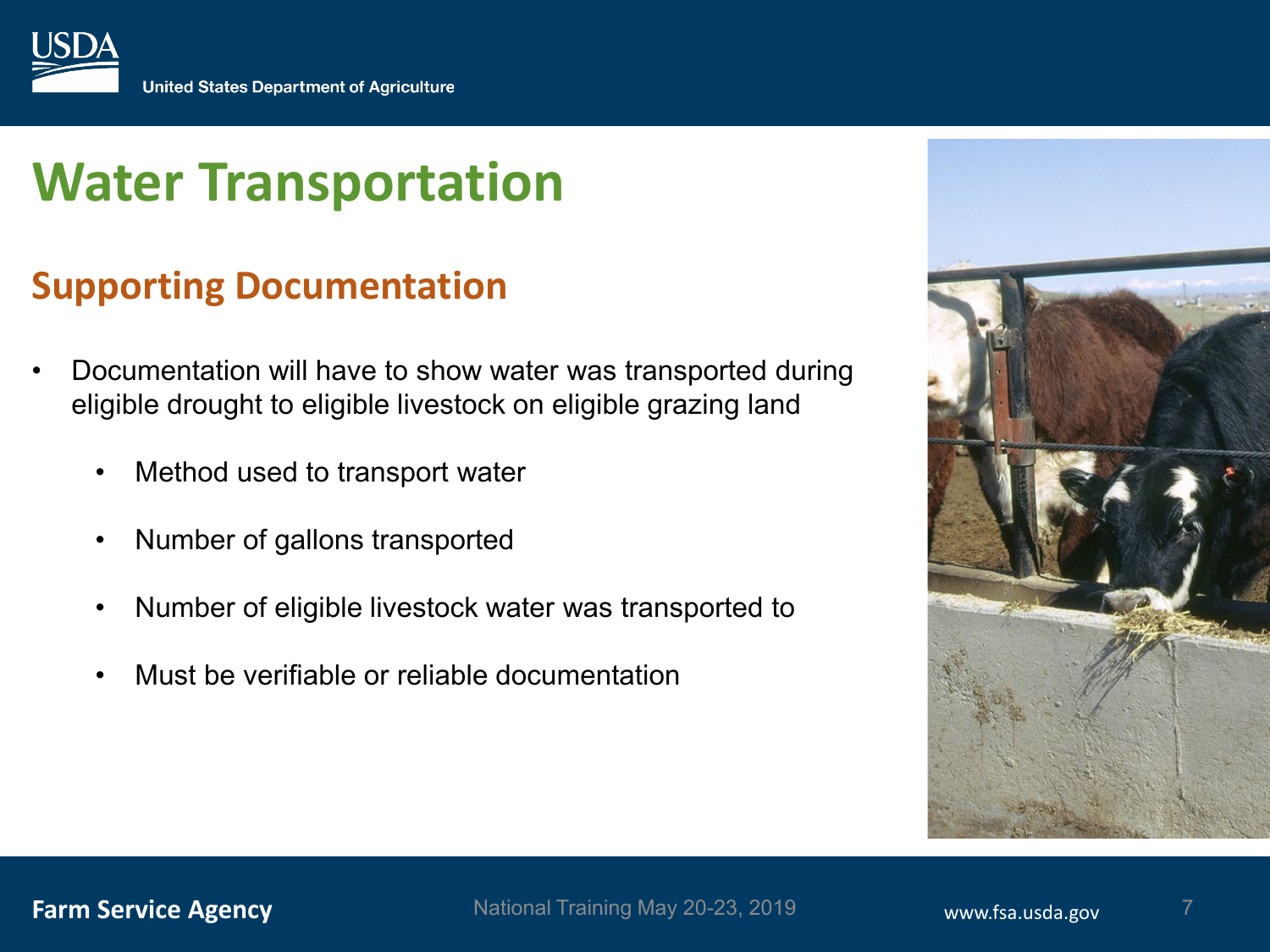# Water Transportation

## Supporting Documentation

- Documentation will have to show water was transported during eligible drought to eligible livestock on eligible grazing land
    - Method used to transport water
    - Number of gallons transported
    - Number of eligible livestock water was transported to
    - Must be verifiable or reliable documentation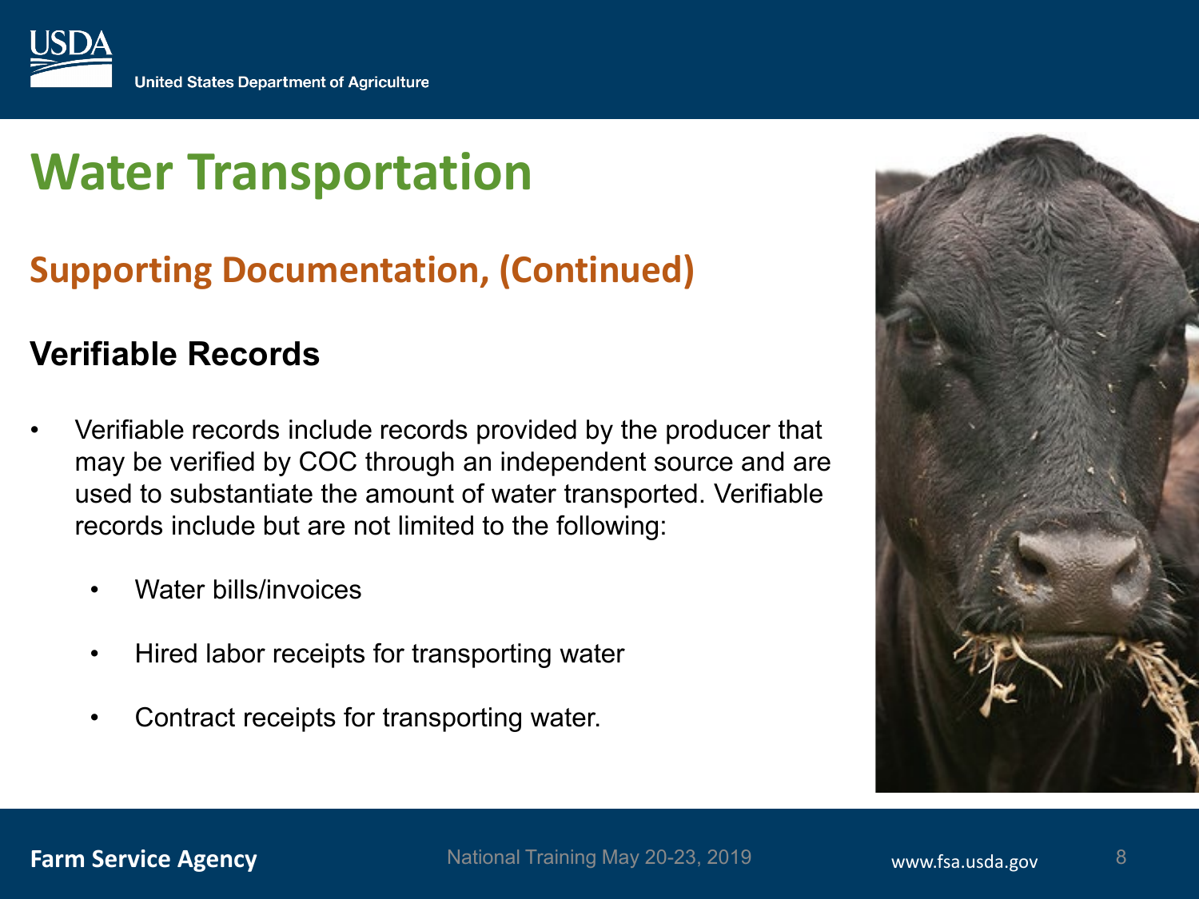# Water Transportation

## Supporting Documentation, (Continued)

### Verifiable Records

- Verifiable records include records provided by the producer that may be verified by COC through an independent source and are used to substantiate the amount of water transported. Verifiable records include but are not limited to the following:
  - Water bills/invoices
  - Hired labor receipts for transporting water
  - Contract receipts for transporting water.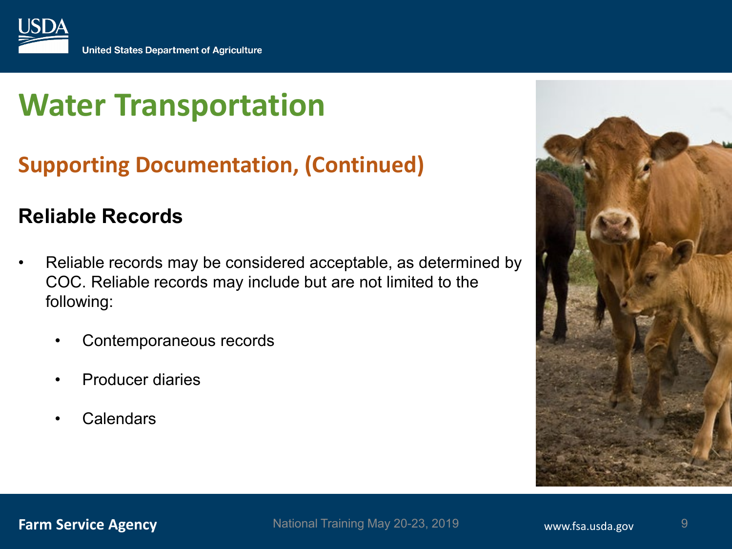# Water Transportation

## Supporting Documentation, (Continued)

### Reliable Records

- Reliable records may be considered acceptable, as determined by COC. Reliable records may include but are not limited to the following:
  - Contemporaneous records
  - Producer diaries
  - Calendars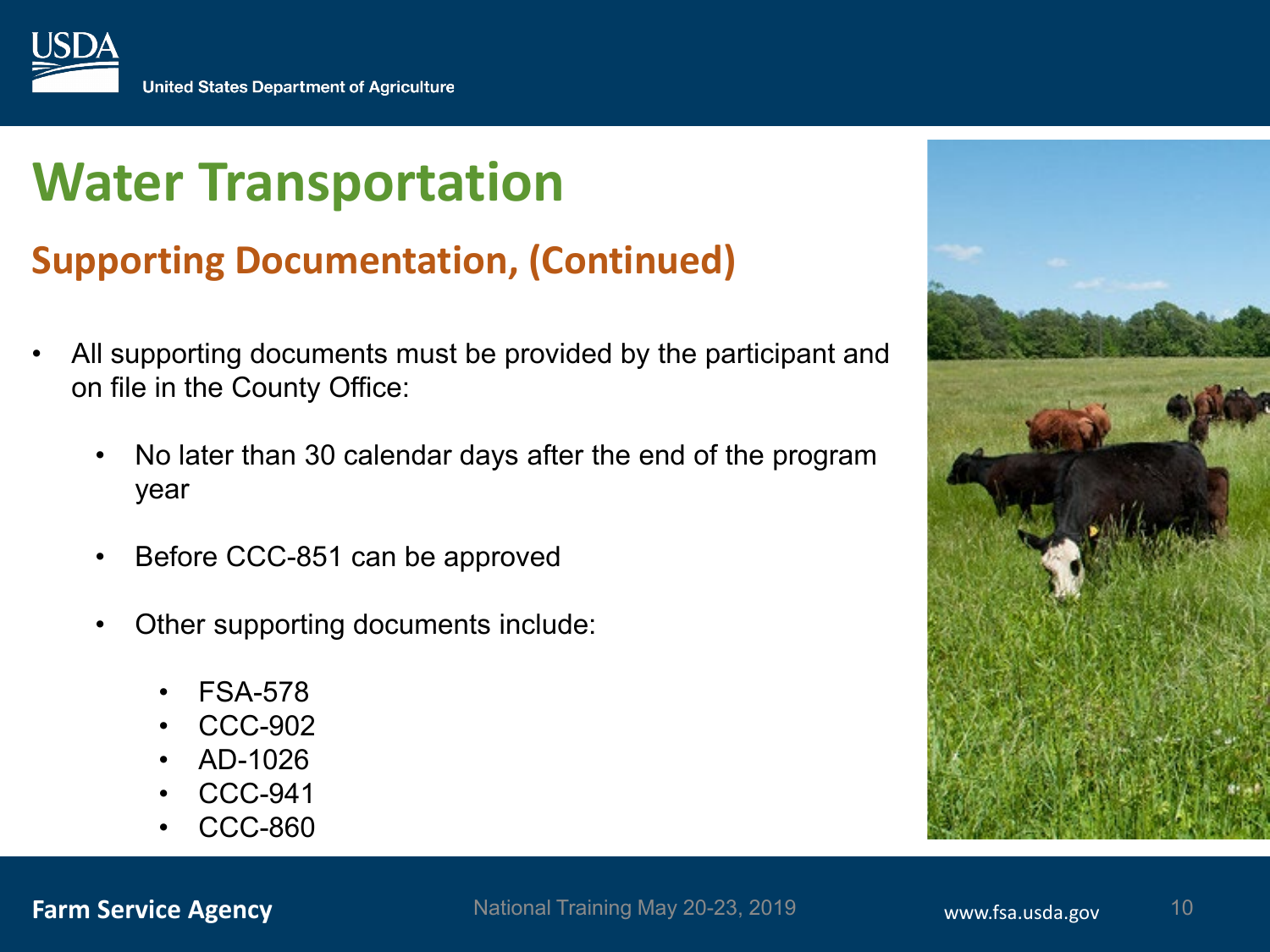# Water Transportation

## Supporting Documentation, (Continued)

- All supporting documents must be provided by the participant and on file in the County Office:
  - No later than 30 calendar days after the end of the program year
  - Before CCC-851 can be approved
  - Other supporting documents include:
    - FSA-578
    - CCC-902
    - AD-1026
    - CCC-941
    - CCC-860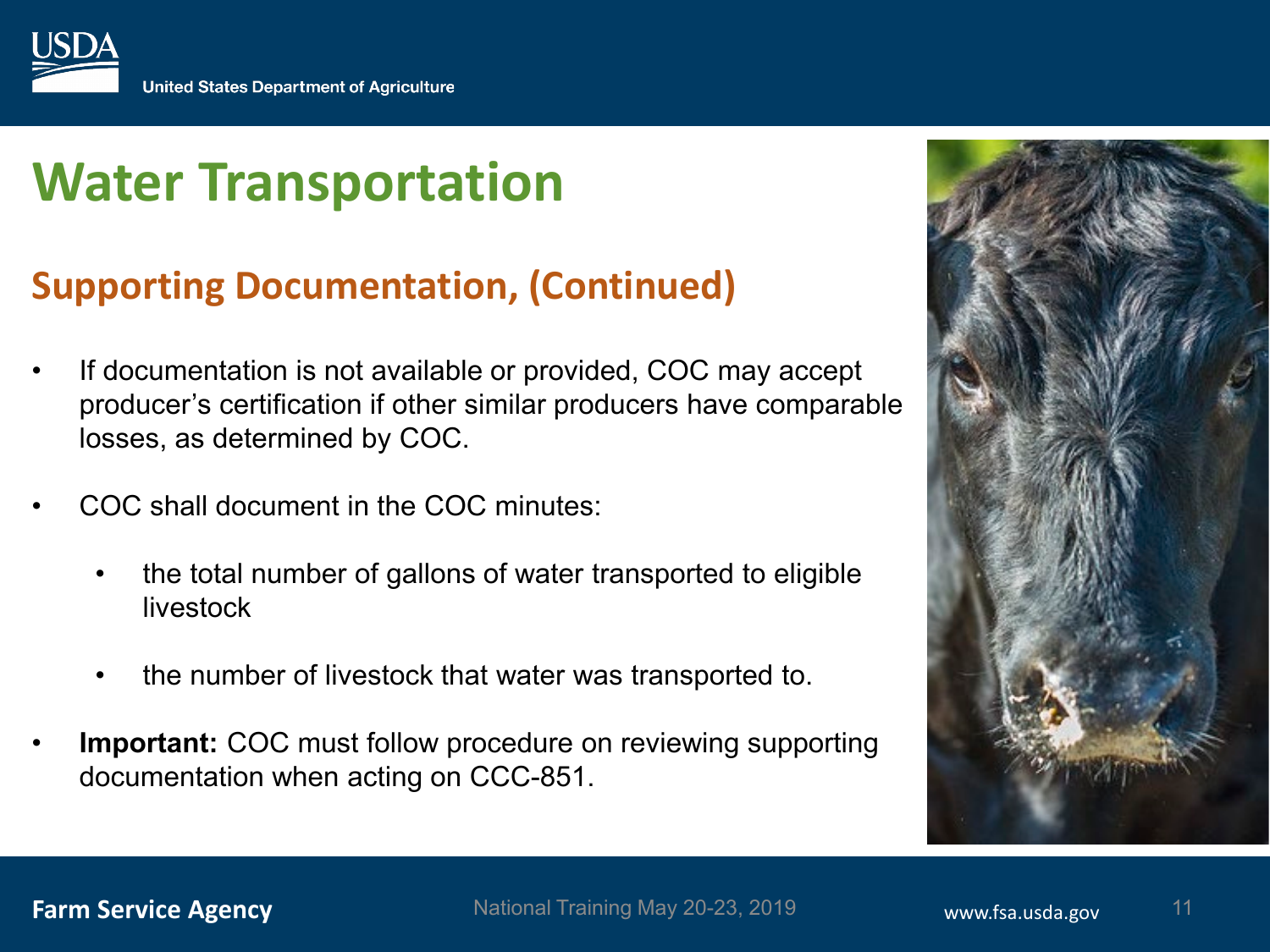# Water Transportation

## Supporting Documentation, (Continued)

- If documentation is not available or provided, COC may accept producer's certification if other similar producers have comparable losses, as determined by COC.
- COC shall document in the COC minutes:
  - the total number of gallons of water transported to eligible livestock
  - the number of livestock that water was transported to.
- **Important:** COC must follow procedure on reviewing supporting documentation when acting on CCC-851.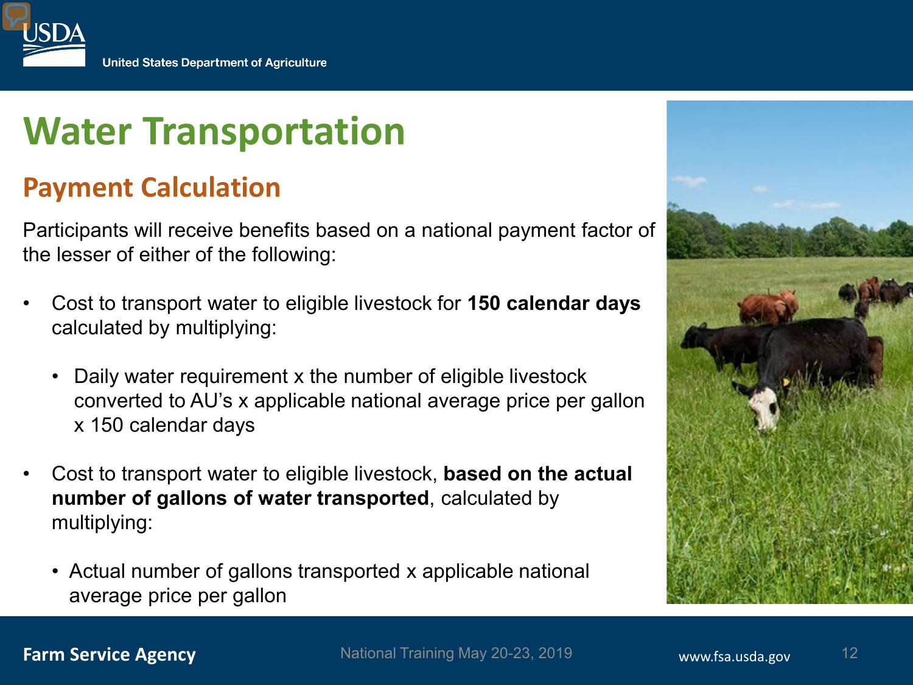# Water Transportation

## Payment Calculation

Participants will receive benefits based on a national payment factor of the lesser of either of the following:

- Cost to transport water to eligible livestock for **150 calendar days** calculated by multiplying:
  - Daily water requirement x the number of eligible livestock converted to AU's x applicable national average price per gallon x 150 calendar days
- Cost to transport water to eligible livestock, **based on the actual number of gallons of water transported**, calculated by multiplying:
  - Actual number of gallons transported x applicable national average price per gallon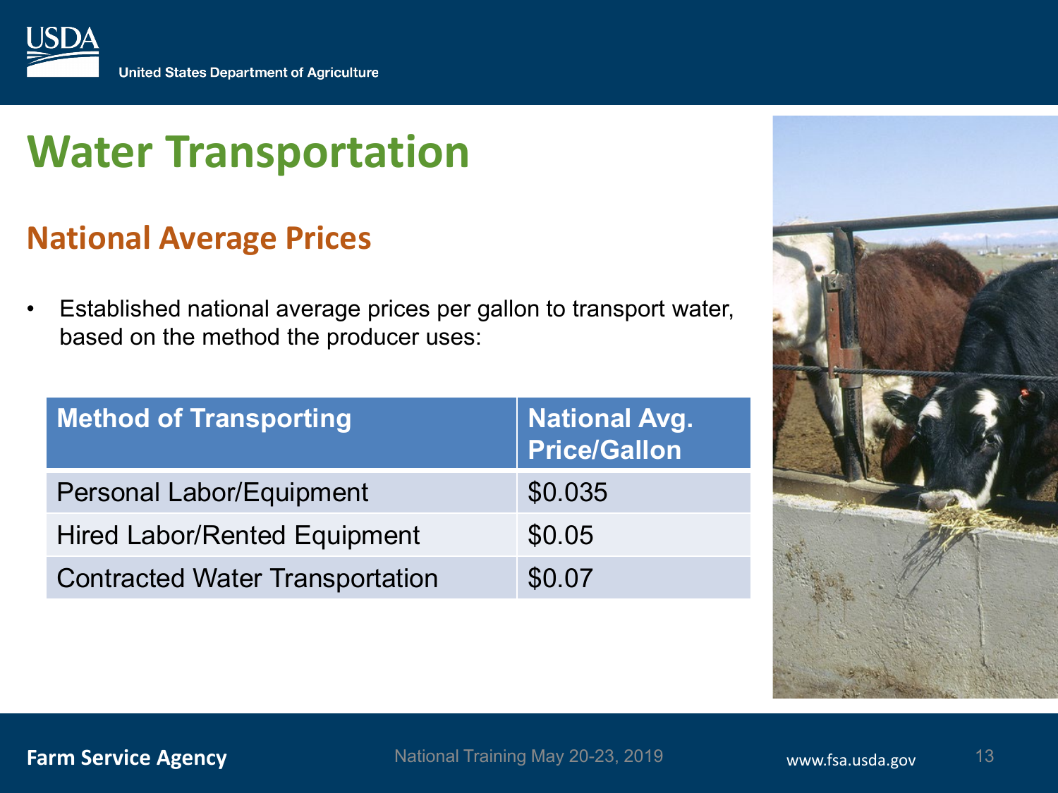# Water Transportation

## National Average Prices

- Established national average prices per gallon to transport water, based on the method the producer uses:

| Method of Transporting | National Avg. Price/Gallon |
| --- | --- |
| Personal Labor/Equipment | $0.035 |
| Hired Labor/Rented Equipment | $0.05 |
| Contracted Water Transportation | $0.07 |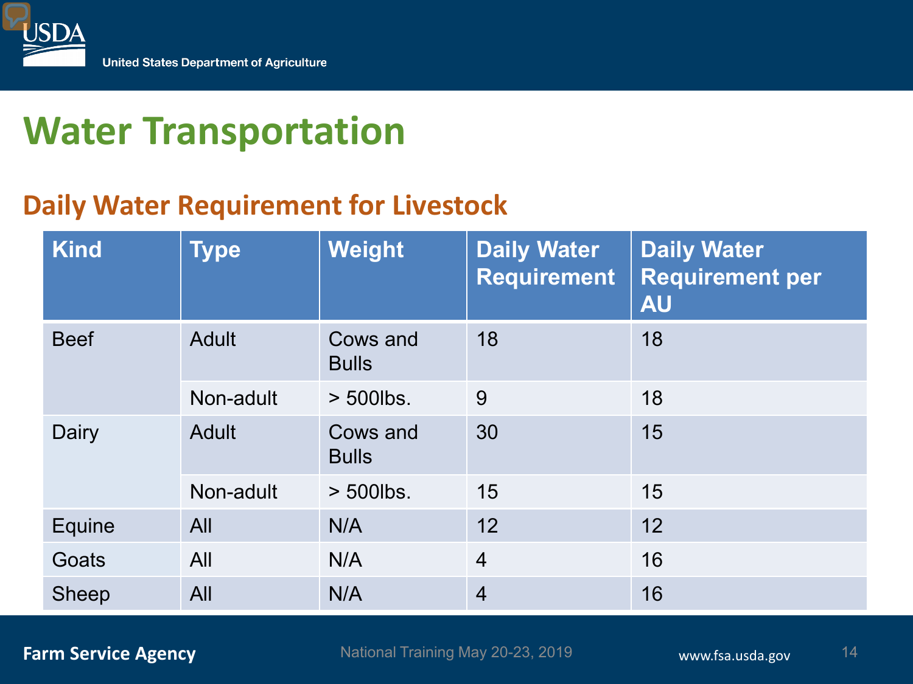# Water Transportation

## Daily Water Requirement for Livestock

| Kind | Type | Weight | Daily Water Requirement | Daily Water Requirement per AU |
|---|---|---|---|---|
| Beef | Adult | Cows and Bulls | 18 | 18 |
| | Non-adult | > 500lbs. | 9 | 18 |
| Dairy | Adult | Cows and Bulls | 30 | 15 |
| | Non-adult | > 500lbs. | 15 | 15 |
| Equine | All | N/A | 12 | 12 |
| Goats | All | N/A | 4 | 16 |
| Sheep | All | N/A | 4 | 16 |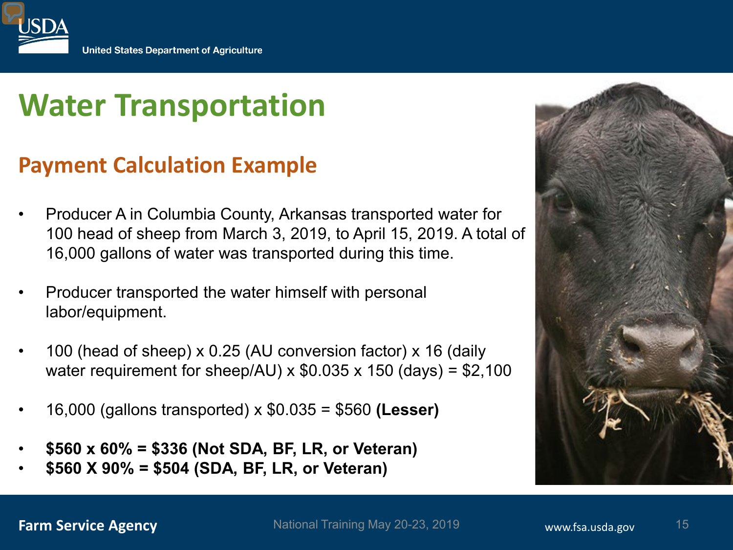# Water Transportation

## Payment Calculation Example

- Producer A in Columbia County, Arkansas transported water for 100 head of sheep from March 3, 2019, to April 15, 2019. A total of 16,000 gallons of water was transported during this time.
- Producer transported the water himself with personal labor/equipment.
- 100 (head of sheep) x 0.25 (AU conversion factor) x 16 (daily water requirement for sheep/AU) x $0.035 x 150 (days) = $2,100
- 16,000 (gallons transported) x $0.035 = $560 **(Lesser)**
- **$560 x 60% = $336 (Not SDA, BF, LR, or Veteran)**
- **$560 X 90% = $504 (SDA, BF, LR, or Veteran)**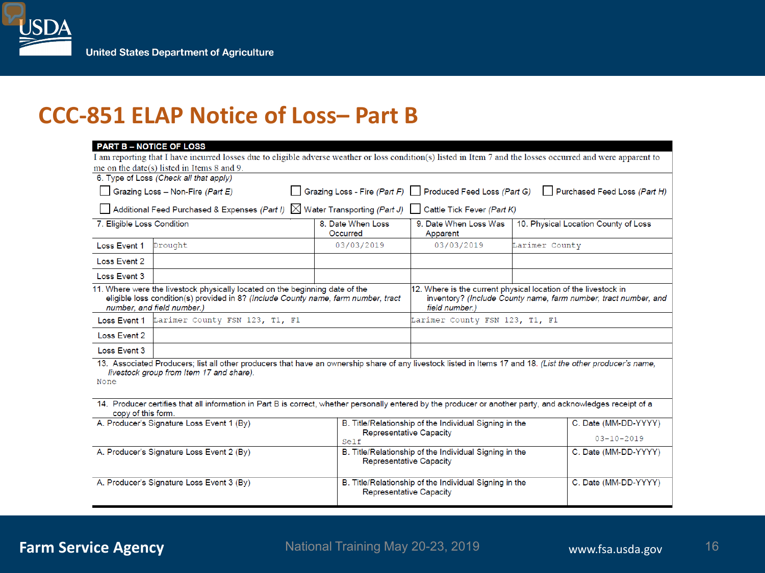# CCC-851 ELAP Notice of Loss– Part B

**PART B – NOTICE OF LOSS**

I am reporting that I have incurred losses due to eligible adverse weather or loss condition(s) listed in Item 7 and the losses occurred and were apparent to me on the date(s) listed in Items 8 and 9.

6. Type of Loss *(Check all that apply)*

- ☐ Grazing Loss – Non-Fire *(Part E)*
- ☐ Grazing Loss - Fire *(Part F)*
- ☐ Produced Feed Loss *(Part G)*
- ☐ Purchased Feed Loss *(Part H)*
- ☐ Additional Feed Purchased & Expenses *(Part I)*
- ☒ Water Transporting *(Part J)*
- ☐ Cattle Tick Fever *(Part K)*

| | 7. Eligible Loss Condition | 8. Date When Loss Occurred | 9. Date When Loss Was Apparent | 10. Physical Location County of Loss |
|---|---|---|---|---|
| Loss Event 1 | Drought | 03/03/2019 | 03/03/2019 | Larimer County |
| Loss Event 2 | | | | |
| Loss Event 3 | | | | |

| | 11. Where were the livestock physically located on the beginning date of the eligible loss condition(s) provided in 8? *(Include County name, farm number, tract number, and field number.)* | 12. Where is the current physical location of the livestock in inventory? *(Include County name, farm number, tract number, and field number.)* |
|---|---|---|
| Loss Event 1 | Larimer County FSN 123, T1, F1 | Larimer County FSN 123, T1, F1 |
| Loss Event 2 | | |
| Loss Event 3 | | |

13. Associated Producers; list all other producers that have an ownership share of any livestock listed in Items 17 and 18. *(List the other producer's name, livestock group from Item 17 and share).*

None

14. Producer certifies that all information in Part B is correct, whether personally entered by the producer or another party, and acknowledges receipt of a copy of this form.

| A. Producer's Signature | B. Title/Relationship of the Individual Signing in the Representative Capacity | C. Date (MM-DD-YYYY) |
|---|---|---|
| A. Producer's Signature Loss Event 1 (By) | Self | 03-10-2019 |
| A. Producer's Signature Loss Event 2 (By) | | |
| A. Producer's Signature Loss Event 3 (By) | | |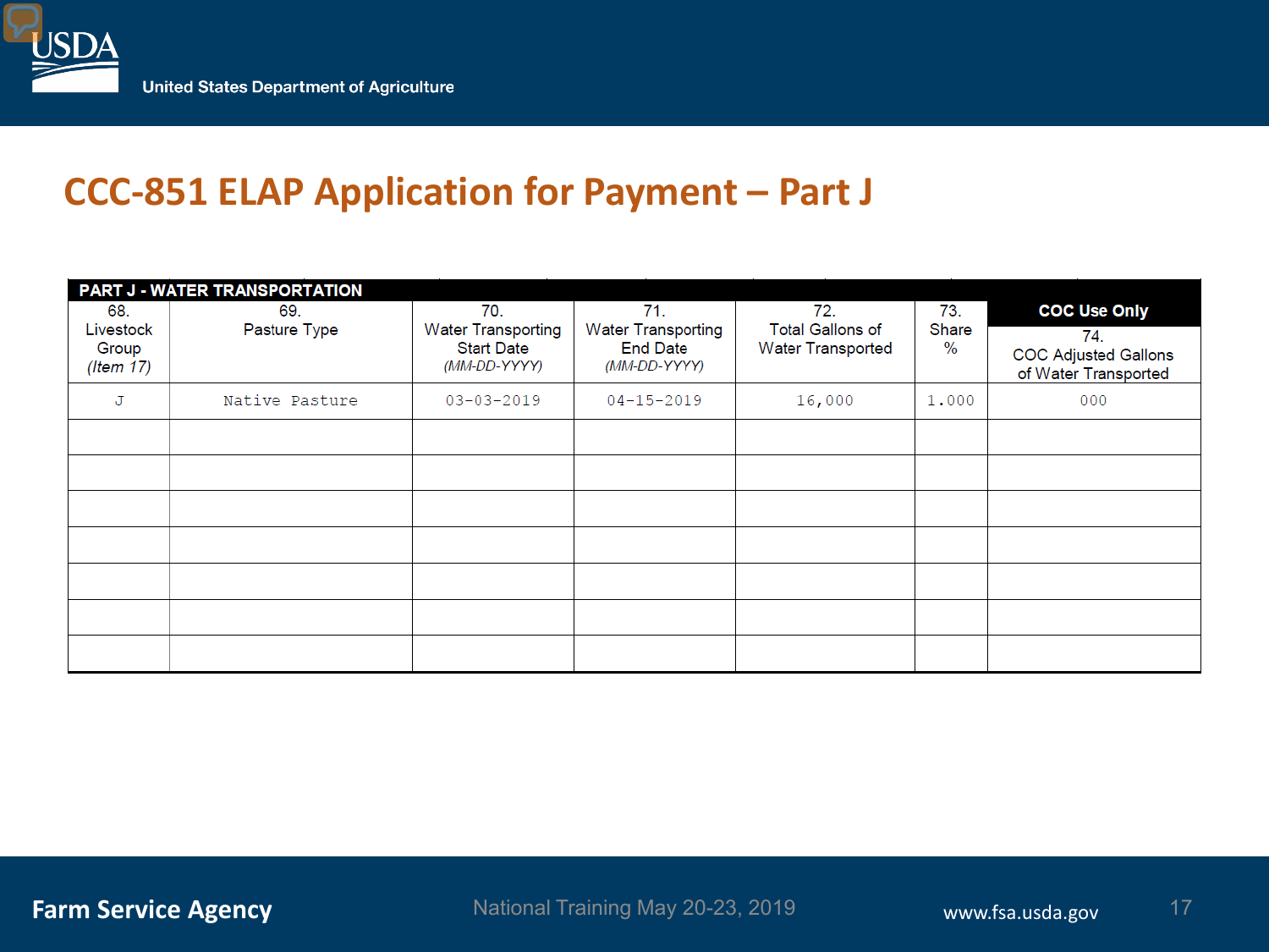# CCC-851 ELAP Application for Payment – Part J

| PART J - WATER TRANSPORTATION | | | | | | |
|---|---|---|---|---|---|---|
| | | | | | | COC Use Only |
| 68. Livestock Group *(Item 17)* | 69. Pasture Type | 70. Water Transporting Start Date *(MM-DD-YYYY)* | 71. Water Transporting End Date *(MM-DD-YYYY)* | 72. Total Gallons of Water Transported | 73. Share % | 74. COC Adjusted Gallons of Water Transported |
| J | Native Pasture | 03-03-2019 | 04-15-2019 | 16,000 | 1.000 | 000 |
| | | | | | | |
| | | | | | | |
| | | | | | | |
| | | | | | | |
| | | | | | | |
| | | | | | | |
| | | | | | | |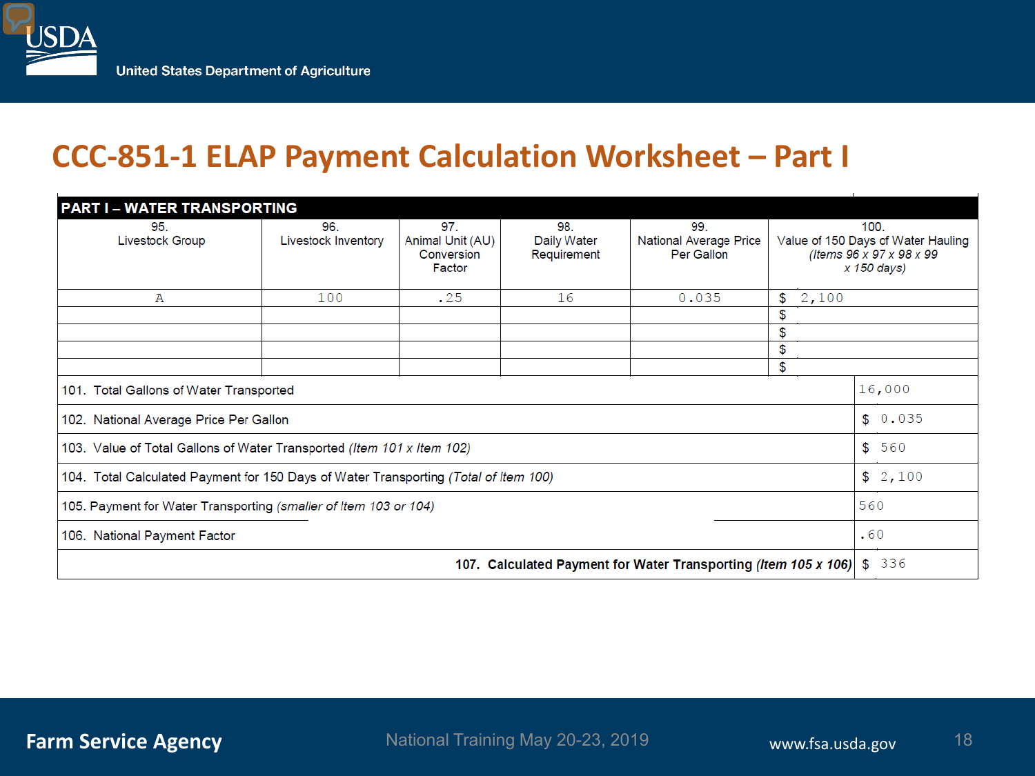# CCC-851-1 ELAP Payment Calculation Worksheet – Part I

**PART I – WATER TRANSPORTING**

| 95. Livestock Group | 96. Livestock Inventory | 97. Animal Unit (AU) Conversion Factor | 98. Daily Water Requirement | 99. National Average Price Per Gallon | 100. Value of 150 Days of Water Hauling *(Items 96 x 97 x 98 x 99 x 150 days)* |
|---|---|---|---|---|---|
| A | 100 | .25 | 16 | 0.035 | $ 2,100 |
| | | | | | $ |
| | | | | | $ |
| | | | | | $ |
| | | | | | $ |

| | |
|---|---|
| 101. Total Gallons of Water Transported | 16,000 |
| 102. National Average Price Per Gallon | $ 0.035 |
| 103. Value of Total Gallons of Water Transported *(Item 101 x Item 102)* | $ 560 |
| 104. Total Calculated Payment for 150 Days of Water Transporting *(Total of Item 100)* | $ 2,100 |
| 105. Payment for Water Transporting *(smaller of Item 103 or 104)* | 560 |
| 106. National Payment Factor | .60 |
| **107. Calculated Payment for Water Transporting *(Item 105 x 106)*** | $ 336 |

Farm Service Agency

National Training May 20-23, 2019

www.fsa.usda.gov